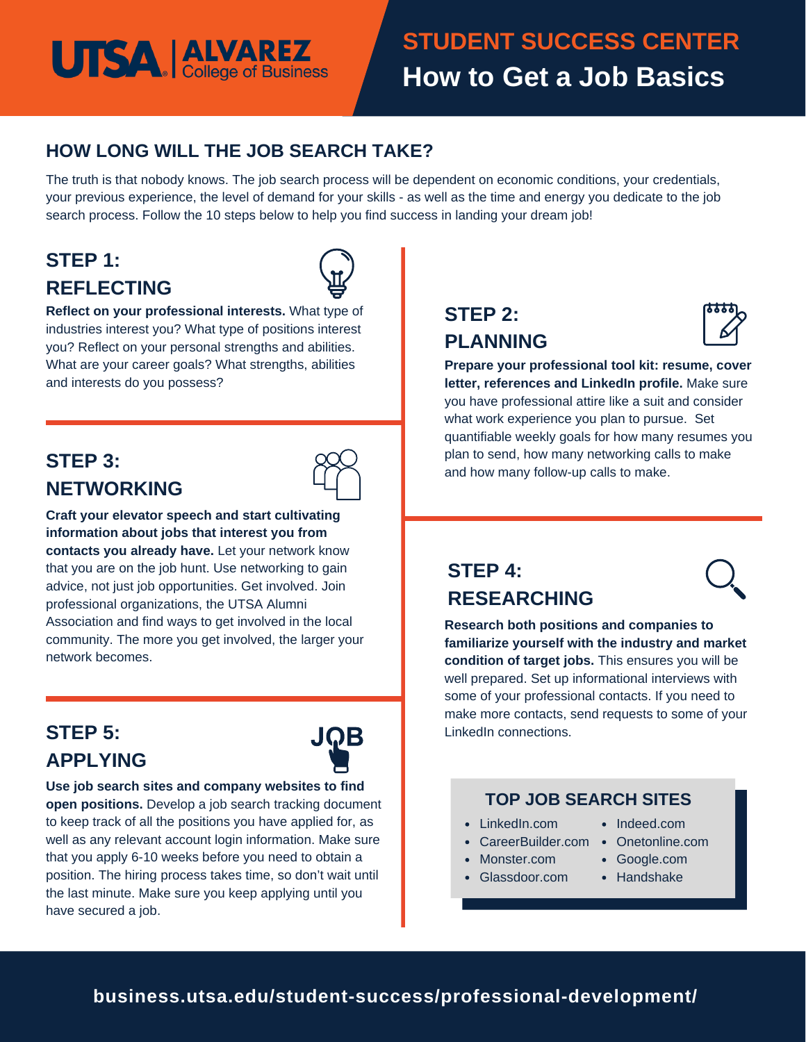# STUDENT SUCCESS CENTER
## How to Get a Job Basics

UTSA | ALVAREZ College of Business

### HOW LONG WILL THE JOB SEARCH TAKE?

The truth is that nobody knows. The job search process will be dependent on economic conditions, your credentials, your previous experience, the level of demand for your skills - as well as the time and energy you dedicate to the job search process. Follow the 10 steps below to help you find success in landing your dream job!

### STEP 1: REFLECTING

**Reflect on your professional interests.** What type of industries interest you? What type of positions interest you? Reflect on your personal strengths and abilities. What are your career goals? What strengths, abilities and interests do you possess?

### STEP 2: PLANNING

**Prepare your professional tool kit: resume, cover letter, references and LinkedIn profile.** Make sure you have professional attire like a suit and consider what work experience you plan to pursue. Set quantifiable weekly goals for how many resumes you plan to send, how many networking calls to make and how many follow-up calls to make.

### STEP 3: NETWORKING

**Craft your elevator speech and start cultivating information about jobs that interest you from contacts you already have.** Let your network know that you are on the job hunt. Use networking to gain advice, not just job opportunities. Get involved. Join professional organizations, the UTSA Alumni Association and find ways to get involved in the local community. The more you get involved, the larger your network becomes.

### STEP 4: RESEARCHING

**Research both positions and companies to familiarize yourself with the industry and market condition of target jobs.** This ensures you will be well prepared. Set up informational interviews with some of your professional contacts. If you need to make more contacts, send requests to some of your LinkedIn connections.

### STEP 5: APPLYING

**Use job search sites and company websites to find open positions.** Develop a job search tracking document to keep track of all the positions you have applied for, as well as any relevant account login information. Make sure that you apply 6-10 weeks before you need to obtain a position. The hiring process takes time, so don't wait until the last minute. Make sure you keep applying until you have secured a job.

### TOP JOB SEARCH SITES

- LinkedIn.com
- CareerBuilder.com
- Monster.com
- Glassdoor.com
- Indeed.com
- Onetonline.com
- Google.com
- Handshake

**business.utsa.edu/student-success/professional-development/**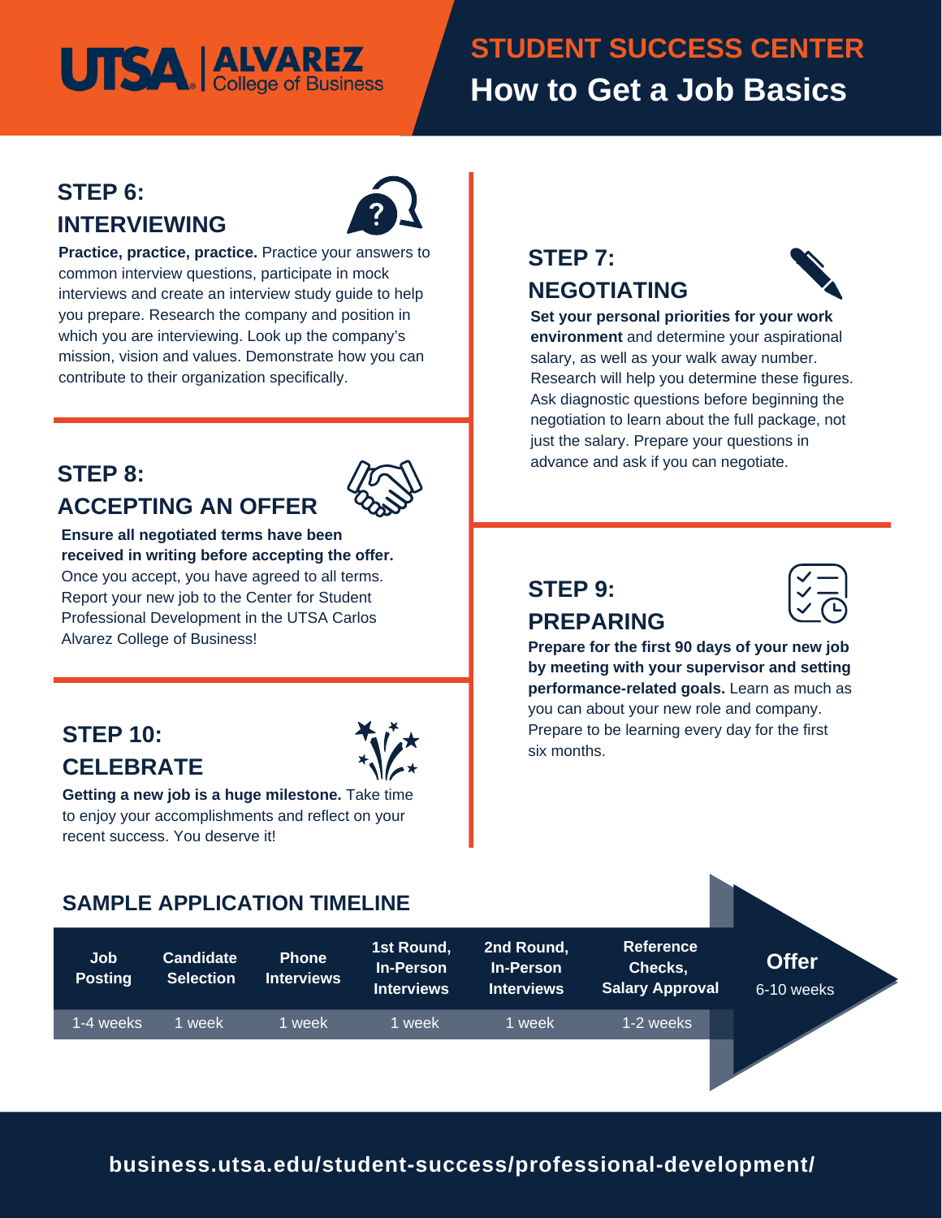# STUDENT SUCCESS CENTER

## How to Get a Job Basics

### STEP 6: INTERVIEWING

**Practice, practice, practice.** Practice your answers to common interview questions, participate in mock interviews and create an interview study guide to help you prepare. Research the company and position in which you are interviewing. Look up the company's mission, vision and values. Demonstrate how you can contribute to their organization specifically.

### STEP 7: NEGOTIATING

**Set your personal priorities for your work environment** and determine your aspirational salary, as well as your walk away number. Research will help you determine these figures. Ask diagnostic questions before beginning the negotiation to learn about the full package, not just the salary. Prepare your questions in advance and ask if you can negotiate.

### STEP 8: ACCEPTING AN OFFER

**Ensure all negotiated terms have been received in writing before accepting the offer.** Once you accept, you have agreed to all terms. Report your new job to the Center for Student Professional Development in the UTSA Carlos Alvarez College of Business!

### STEP 9: PREPARING

**Prepare for the first 90 days of your new job by meeting with your supervisor and setting performance-related goals.** Learn as much as you can about your new role and company. Prepare to be learning every day for the first six months.

### STEP 10: CELEBRATE

**Getting a new job is a huge milestone.** Take time to enjoy your accomplishments and reflect on your recent success. You deserve it!

### SAMPLE APPLICATION TIMELINE

| Job Posting | Candidate Selection | Phone Interviews | 1st Round, In-Person Interviews | 2nd Round, In-Person Interviews | Reference Checks, Salary Approval | Offer |
|---|---|---|---|---|---|---|
| 1-4 weeks | 1 week | 1 week | 1 week | 1 week | 1-2 weeks | 6-10 weeks |

**business.utsa.edu/student-success/professional-development/**